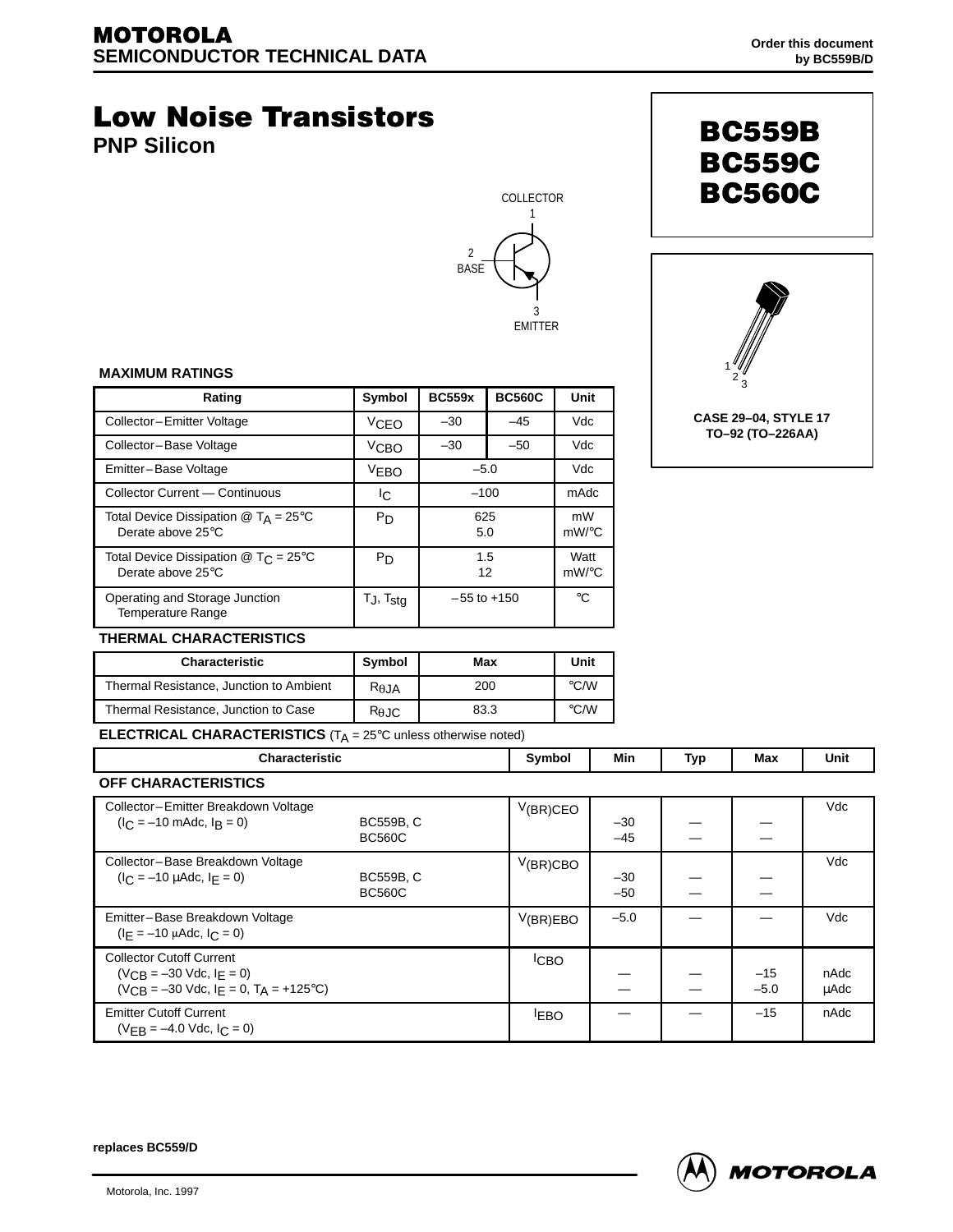MOTOROLA
SEMICONDUCTOR TECHNICAL DATA

Order this document by BC559B/D

# Low Noise Transistors

## PNP Silicon

**BC559B**
**BC559C**
**BC560C**

COLLECTOR 1

2 BASE

3 EMITTER

1 2 3

**CASE 29–04, STYLE 17**
**TO–92 (TO–226AA)**

### MAXIMUM RATINGS

| Rating | Symbol | BC559x | BC560C | Unit |
|---|---|---|---|---|
| Collector–Emitter Voltage | $V_{CEO}$ | –30 | –45 | Vdc |
| Collector–Base Voltage | $V_{CBO}$ | –30 | –50 | Vdc |
| Emitter–Base Voltage | $V_{EBO}$ | –5.0 | | Vdc |
| Collector Current — Continuous | $I_C$ | –100 | | mAdc |
| Total Device Dissipation @ $T_A$ = 25°C<br>Derate above 25°C | $P_D$ | 625<br>5.0 | | mW<br>mW/°C |
| Total Device Dissipation @ $T_C$ = 25°C<br>Derate above 25°C | $P_D$ | 1.5<br>12 | | Watt<br>mW/°C |
| Operating and Storage Junction Temperature Range | $T_J$, $T_{stg}$ | –55 to +150 | | °C |

### THERMAL CHARACTERISTICS

| Characteristic | Symbol | Max | Unit |
|---|---|---|---|
| Thermal Resistance, Junction to Ambient | $R_{\theta JA}$ | 200 | °C/W |
| Thermal Resistance, Junction to Case | $R_{\theta JC}$ | 83.3 | °C/W |

### ELECTRICAL CHARACTERISTICS ($T_A$ = 25°C unless otherwise noted)

| Characteristic | | Symbol | Min | Typ | Max | Unit |
|---|---|---|---|---|---|---|
| **OFF CHARACTERISTICS** | | | | | | |
| Collector–Emitter Breakdown Voltage<br>($I_C$ = –10 mAdc, $I_B$ = 0) | BC559B, C<br>BC560C | $V_{(BR)CEO}$ | –30<br>–45 | —<br>— | —<br>— | Vdc |
| Collector–Base Breakdown Voltage<br>($I_C$ = –10 μAdc, $I_E$ = 0) | BC559B, C<br>BC560C | $V_{(BR)CBO}$ | –30<br>–50 | —<br>— | —<br>— | Vdc |
| Emitter–Base Breakdown Voltage<br>($I_E$ = –10 μAdc, $I_C$ = 0) | | $V_{(BR)EBO}$ | –5.0 | — | — | Vdc |
| Collector Cutoff Current<br>($V_{CB}$ = –30 Vdc, $I_E$ = 0)<br>($V_{CB}$ = –30 Vdc, $I_E$ = 0, $T_A$ = +125°C) | | $I_{CBO}$ | —<br>— | —<br>— | –15<br>–5.0 | nAdc<br>μAdc |
| Emitter Cutoff Current<br>($V_{EB}$ = –4.0 Vdc, $I_C$ = 0) | | $I_{EBO}$ | — | — | –15 | nAdc |

**replaces BC559/D**

Motorola, Inc. 1997

MOTOROLA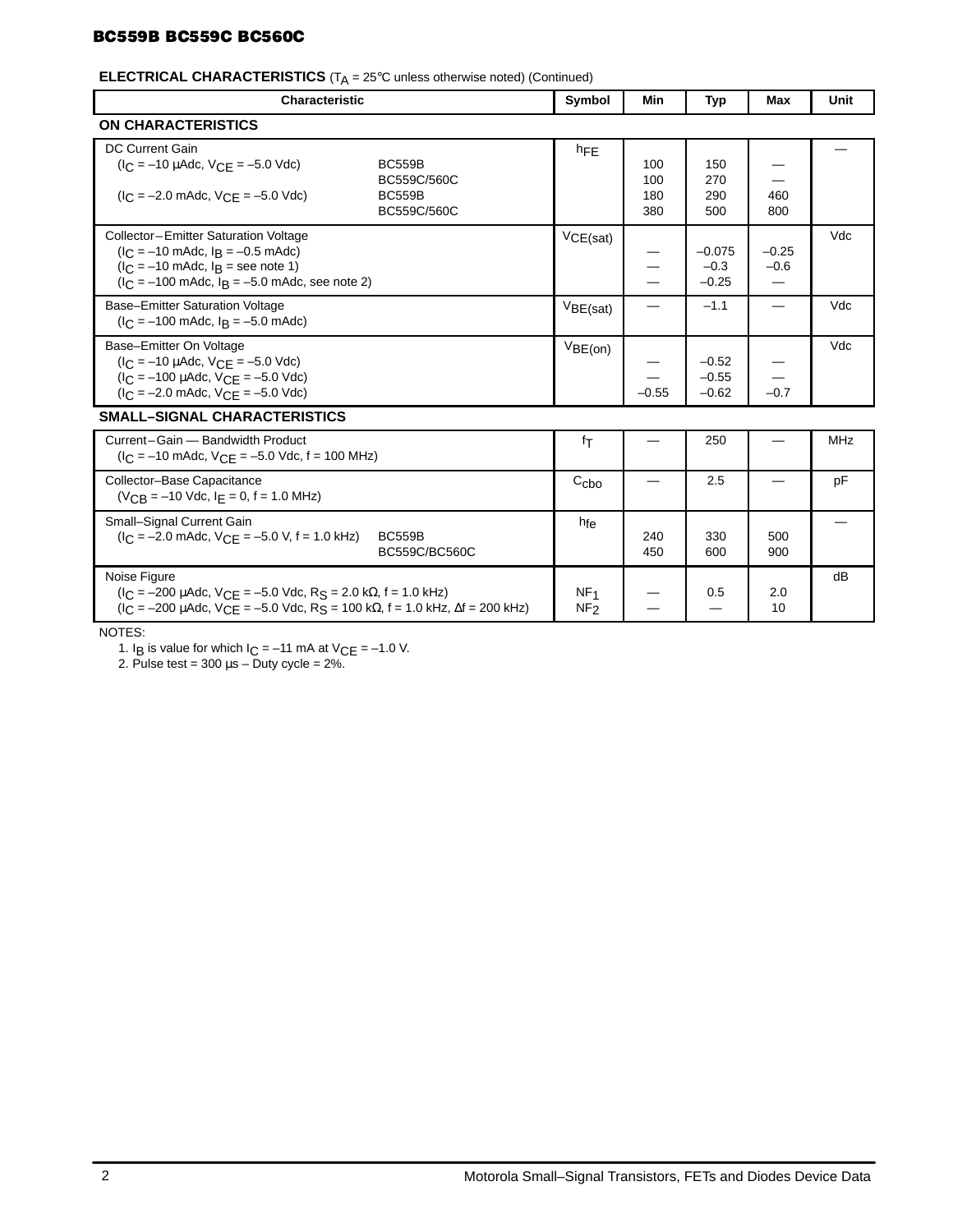**ELECTRICAL CHARACTERISTICS** ($T_A$ = 25°C unless otherwise noted) (Continued)

| Characteristic | Symbol | Min | Typ | Max | Unit |
|---|---|---|---|---|---|
| **ON CHARACTERISTICS** | | | | | |
| DC Current Gain | $h_{FE}$ | | | | — |
| ($I_C$ = –10 μAdc, $V_{CE}$ = –5.0 Vdc) BC559B | | 100 | 150 | — | |
| BC559C/560C | | 100 | 270 | — | |
| ($I_C$ = –2.0 mAdc, $V_{CE}$ = –5.0 Vdc) BC559B | | 180 | 290 | 460 | |
| BC559C/560C | | 380 | 500 | 800 | |
| Collector–Emitter Saturation Voltage | $V_{CE(sat)}$ | | | | Vdc |
| ($I_C$ = –10 mAdc, $I_B$ = –0.5 mAdc) | | — | –0.075 | –0.25 | |
| ($I_C$ = –10 mAdc, $I_B$ = see note 1) | | — | –0.3 | –0.6 | |
| ($I_C$ = –100 mAdc, $I_B$ = –5.0 mAdc, see note 2) | | — | –0.25 | — | |
| Base–Emitter Saturation Voltage ($I_C$ = –100 mAdc, $I_B$ = –5.0 mAdc) | $V_{BE(sat)}$ | — | –1.1 | — | Vdc |
| Base–Emitter On Voltage | $V_{BE(on)}$ | | | | Vdc |
| ($I_C$ = –10 μAdc, $V_{CE}$ = –5.0 Vdc) | | — | –0.52 | — | |
| ($I_C$ = –100 μAdc, $V_{CE}$ = –5.0 Vdc) | | — | –0.55 | — | |
| ($I_C$ = –2.0 mAdc, $V_{CE}$ = –5.0 Vdc) | | –0.55 | –0.62 | –0.7 | |
| **SMALL–SIGNAL CHARACTERISTICS** | | | | | |
| Current–Gain — Bandwidth Product ($I_C$ = –10 mAdc, $V_{CE}$ = –5.0 Vdc, f = 100 MHz) | $f_T$ | — | 250 | — | MHz |
| Collector–Base Capacitance ($V_{CB}$ = –10 Vdc, $I_E$ = 0, f = 1.0 MHz) | $C_{cbo}$ | — | 2.5 | — | pF |
| Small–Signal Current Gain | $h_{fe}$ | | | | — |
| ($I_C$ = –2.0 mAdc, $V_{CE}$ = –5.0 V, f = 1.0 kHz) BC559B | | 240 | 330 | 500 | |
| BC559C/BC560C | | 450 | 600 | 900 | |
| Noise Figure | | | | | dB |
| ($I_C$ = –200 μAdc, $V_{CE}$ = –5.0 Vdc, $R_S$ = 2.0 kΩ, f = 1.0 kHz) | $NF_1$ | — | 0.5 | 2.0 | |
| ($I_C$ = –200 μAdc, $V_{CE}$ = –5.0 Vdc, $R_S$ = 100 kΩ, f = 1.0 kHz, Δf = 200 kHz) | $NF_2$ | — | — | 10 | |

NOTES:

1. $I_B$ is value for which $I_C$ = –11 mA at $V_{CE}$ = –1.0 V.
2. Pulse test = 300 μs – Duty cycle = 2%.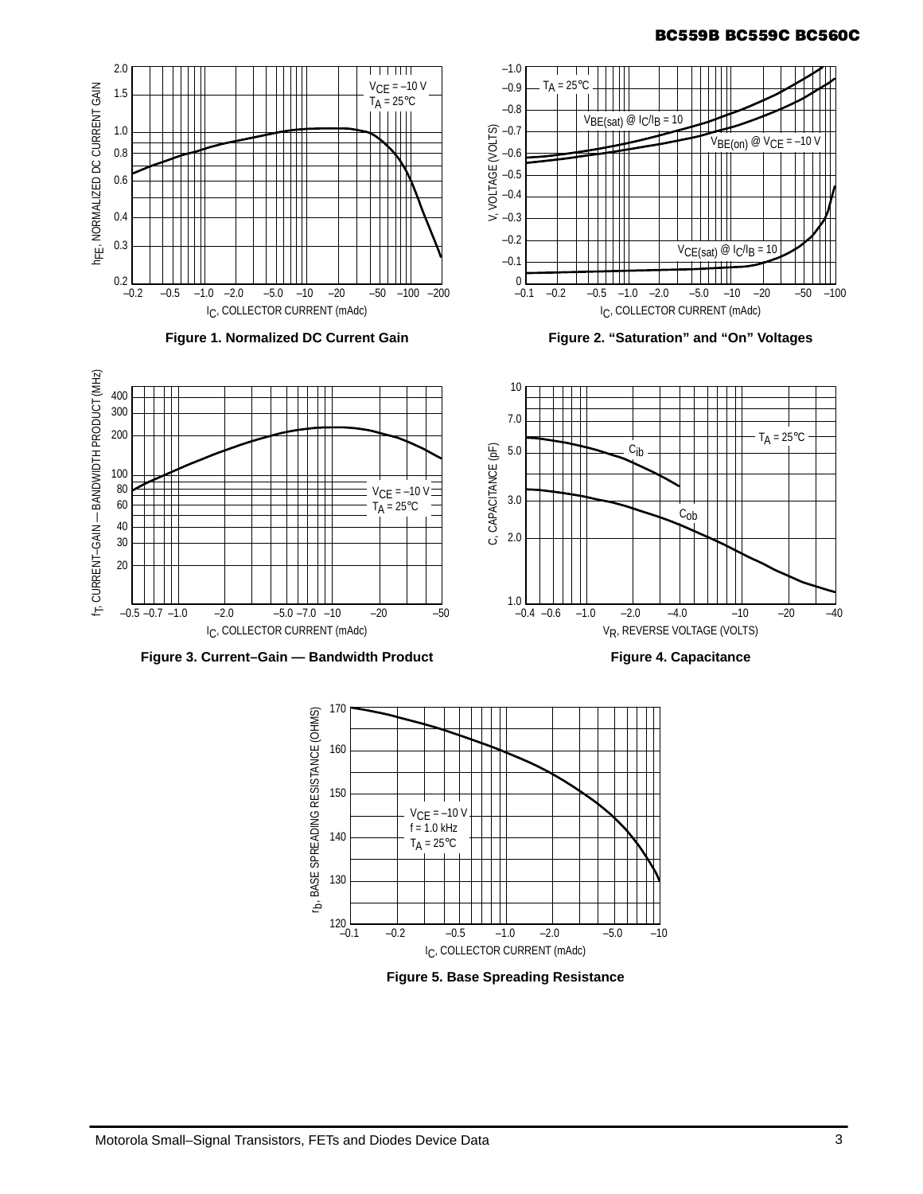Figure 1. Normalized DC Current Gain

Figure 2. "Saturation" and "On" Voltages

Figure 3. Current–Gain — Bandwidth Product

Figure 4. Capacitance

Figure 5. Base Spreading Resistance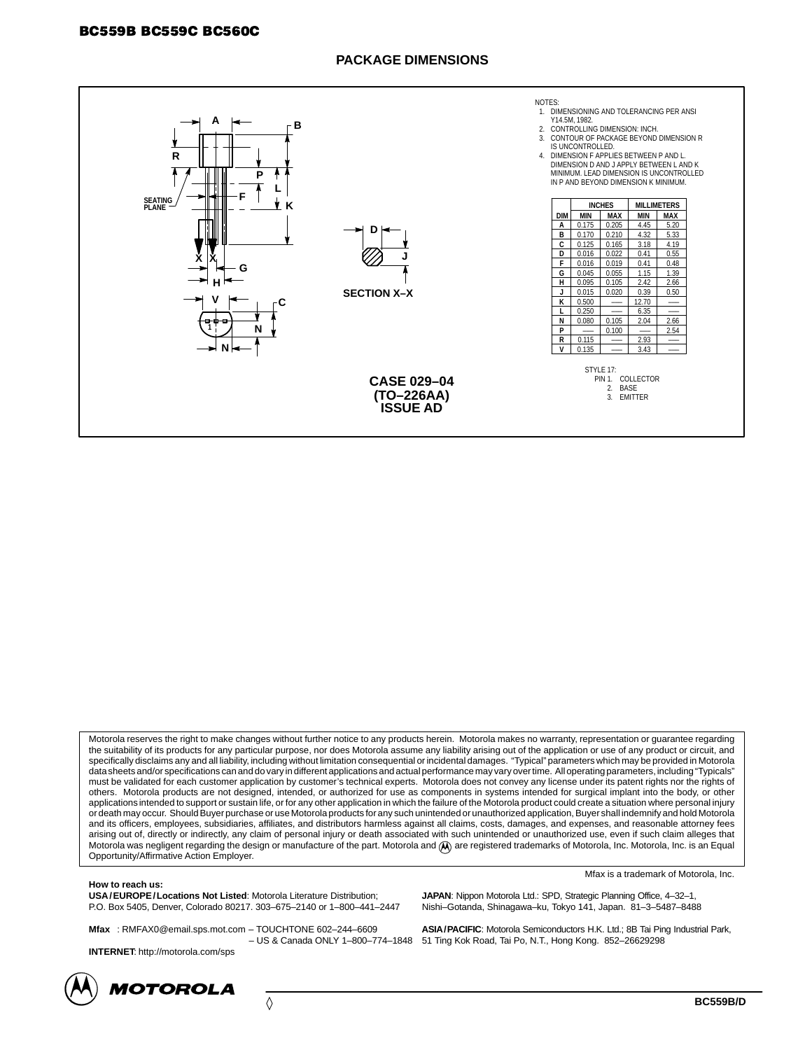## PACKAGE DIMENSIONS

A
B
R
P
L
SEATING PLANE
F
K
X X
G
H
V
C
1
N
N

D
J
SECTION X–X

NOTES:
1. DIMENSIONING AND TOLERANCING PER ANSI Y14.5M, 1982.
2. CONTROLLING DIMENSION: INCH.
3. CONTOUR OF PACKAGE BEYOND DIMENSION R IS UNCONTROLLED.
4. DIMENSION F APPLIES BETWEEN P AND L. DIMENSION D AND J APPLY BETWEEN L AND K MINIMUM. LEAD DIMENSION IS UNCONTROLLED IN P AND BEYOND DIMENSION K MINIMUM.

| | INCHES | | MILLIMETERS | |
|---|---|---|---|---|
| DIM | MIN | MAX | MIN | MAX |
| A | 0.175 | 0.205 | 4.45 | 5.20 |
| B | 0.170 | 0.210 | 4.32 | 5.33 |
| C | 0.125 | 0.165 | 3.18 | 4.19 |
| D | 0.016 | 0.022 | 0.41 | 0.55 |
| F | 0.016 | 0.019 | 0.41 | 0.48 |
| G | 0.045 | 0.055 | 1.15 | 1.39 |
| H | 0.095 | 0.105 | 2.42 | 2.66 |
| J | 0.015 | 0.020 | 0.39 | 0.50 |
| K | 0.500 | ––– | 12.70 | ––– |
| L | 0.250 | ––– | 6.35 | ––– |
| N | 0.080 | 0.105 | 2.04 | 2.66 |
| P | ––– | 0.100 | ––– | 2.54 |
| R | 0.115 | ––– | 2.93 | ––– |
| V | 0.135 | ––– | 3.43 | ––– |

STYLE 17:
PIN 1. COLLECTOR
2. BASE
3. EMITTER

**CASE 029–04**
**(TO–226AA)**
**ISSUE AD**

Motorola reserves the right to make changes without further notice to any products herein. Motorola makes no warranty, representation or guarantee regarding the suitability of its products for any particular purpose, nor does Motorola assume any liability arising out of the application or use of any product or circuit, and specifically disclaims any and all liability, including without limitation consequential or incidental damages. "Typical" parameters which may be provided in Motorola data sheets and/or specifications can and do vary in different applications and actual performance may vary over time. All operating parameters, including "Typicals" must be validated for each customer application by customer's technical experts. Motorola does not convey any license under its patent rights nor the rights of others. Motorola products are not designed, intended, or authorized for use as components in systems intended for surgical implant into the body, or other applications intended to support or sustain life, or for any other application in which the failure of the Motorola product could create a situation where personal injury or death may occur. Should Buyer purchase or use Motorola products for any such unintended or unauthorized application, Buyer shall indemnify and hold Motorola and its officers, employees, subsidiaries, affiliates, and distributors harmless against all claims, costs, damages, and expenses, and reasonable attorney fees arising out of, directly or indirectly, any claim of personal injury or death associated with such unintended or unauthorized use, even if such claim alleges that Motorola was negligent regarding the design or manufacture of the part. Motorola and Ⓜ are registered trademarks of Motorola, Inc. Motorola, Inc. is an Equal Opportunity/Affirmative Action Employer.

Mfax is a trademark of Motorola, Inc.

**How to reach us:**
**USA / EUROPE / Locations Not Listed**: Motorola Literature Distribution; P.O. Box 5405, Denver, Colorado 80217. 303–675–2140 or 1–800–441–2447

**Mfax**: RMFAX0@email.sps.mot.com – TOUCHTONE 602–244–6609
– US & Canada ONLY 1–800–774–1848

**INTERNET**: http://motorola.com/sps

**JAPAN**: Nippon Motorola Ltd.: SPD, Strategic Planning Office, 4–32–1, Nishi–Gotanda, Shinagawa–ku, Tokyo 141, Japan. 81–3–5487–8488

**ASIA / PACIFIC**: Motorola Semiconductors H.K. Ltd.; 8B Tai Ping Industrial Park, 51 Ting Kok Road, Tai Po, N.T., Hong Kong. 852–26629298

**MOTOROLA**

**BC559B/D**